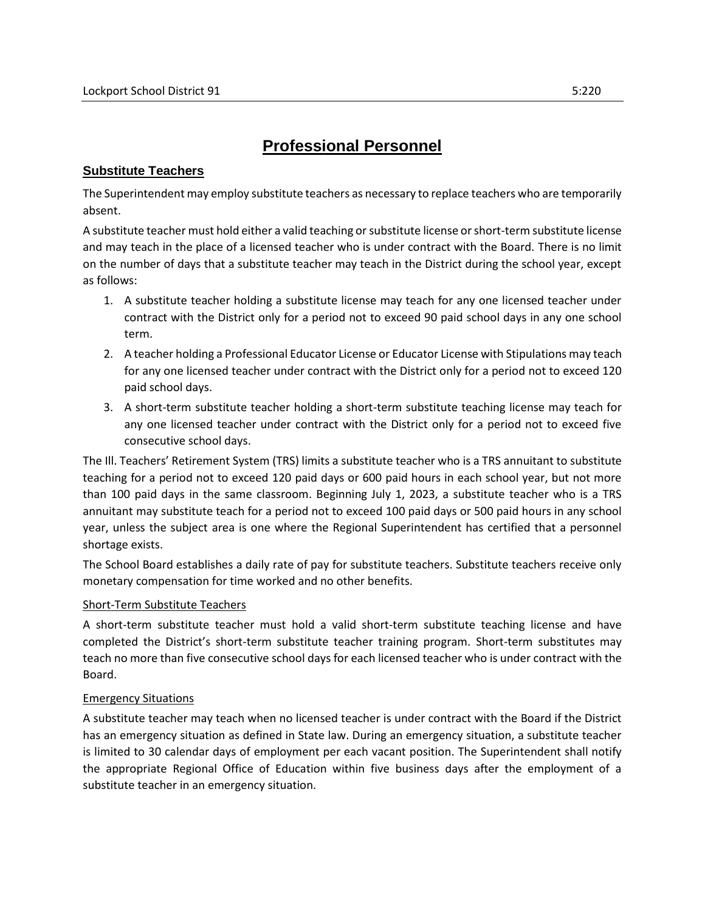# Professional Personnel

## Substitute Teachers

The Superintendent may employ substitute teachers as necessary to replace teachers who are temporarily absent.

A substitute teacher must hold either a valid teaching or substitute license or short-term substitute license and may teach in the place of a licensed teacher who is under contract with the Board. There is no limit on the number of days that a substitute teacher may teach in the District during the school year, except as follows:

1. A substitute teacher holding a substitute license may teach for any one licensed teacher under contract with the District only for a period not to exceed 90 paid school days in any one school term.
2. A teacher holding a Professional Educator License or Educator License with Stipulations may teach for any one licensed teacher under contract with the District only for a period not to exceed 120 paid school days.
3. A short-term substitute teacher holding a short-term substitute teaching license may teach for any one licensed teacher under contract with the District only for a period not to exceed five consecutive school days.

The Ill. Teachers' Retirement System (TRS) limits a substitute teacher who is a TRS annuitant to substitute teaching for a period not to exceed 120 paid days or 600 paid hours in each school year, but not more than 100 paid days in the same classroom. Beginning July 1, 2023, a substitute teacher who is a TRS annuitant may substitute teach for a period not to exceed 100 paid days or 500 paid hours in any school year, unless the subject area is one where the Regional Superintendent has certified that a personnel shortage exists.

The School Board establishes a daily rate of pay for substitute teachers. Substitute teachers receive only monetary compensation for time worked and no other benefits.

### Short-Term Substitute Teachers

A short-term substitute teacher must hold a valid short-term substitute teaching license and have completed the District's short-term substitute teacher training program. Short-term substitutes may teach no more than five consecutive school days for each licensed teacher who is under contract with the Board.

### Emergency Situations

A substitute teacher may teach when no licensed teacher is under contract with the Board if the District has an emergency situation as defined in State law. During an emergency situation, a substitute teacher is limited to 30 calendar days of employment per each vacant position. The Superintendent shall notify the appropriate Regional Office of Education within five business days after the employment of a substitute teacher in an emergency situation.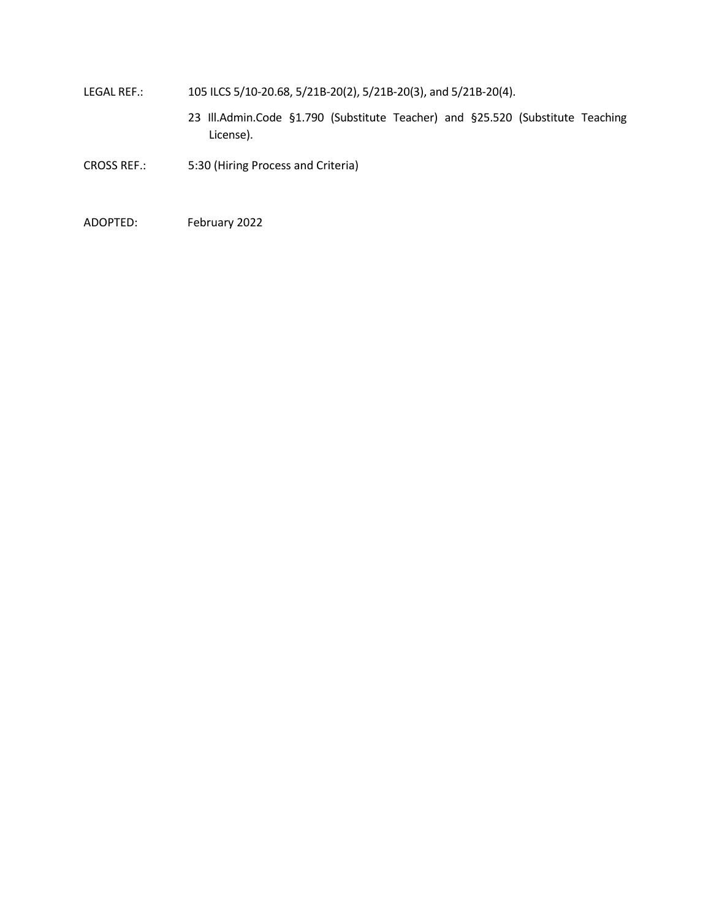LEGAL REF.: 105 ILCS 5/10-20.68, 5/21B-20(2), 5/21B-20(3), and 5/21B-20(4).

23 Ill.Admin.Code §1.790 (Substitute Teacher) and §25.520 (Substitute Teaching License).

CROSS REF.: 5:30 (Hiring Process and Criteria)

ADOPTED: February 2022